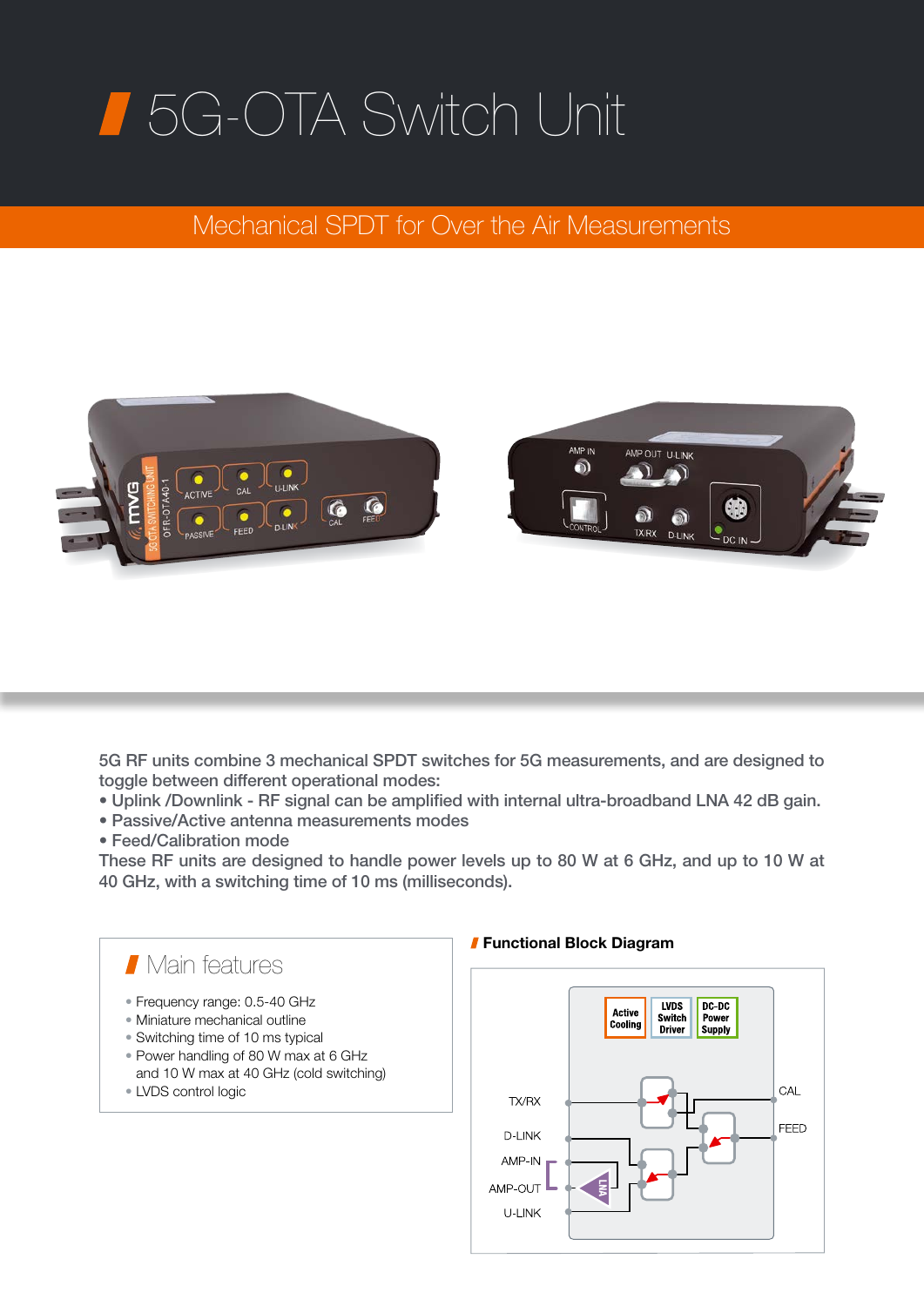# 5G-OTA Switch Unit

## Mechanical SPDT for Over the Air Measurements

5G RF units combine 3 mechanical SPDT switches for 5G measurements, and are designed to toggle between different operational modes:

- Uplink /Downlink - RF signal can be amplified with internal ultra-broadband LNA 42 dB gain.
- Passive/Active antenna measurements modes
- Feed/Calibration mode

These RF units are designed to handle power levels up to 80 W at 6 GHz, and up to 10 W at 40 GHz, with a switching time of 10 ms (milliseconds).

## Main features

- Frequency range: 0.5-40 GHz
- Miniature mechanical outline
- Switching time of 10 ms typical
- Power handling of 80 W max at 6 GHz and 10 W max at 40 GHz (cold switching)
- LVDS control logic

## Functional Block Diagram

Active Cooling
LVDS Switch Driver
DC-DC Power Supply
TX/RX
D-LINK
AMP-IN
AMP-OUT
U-LINK
LNA
CAL
FEED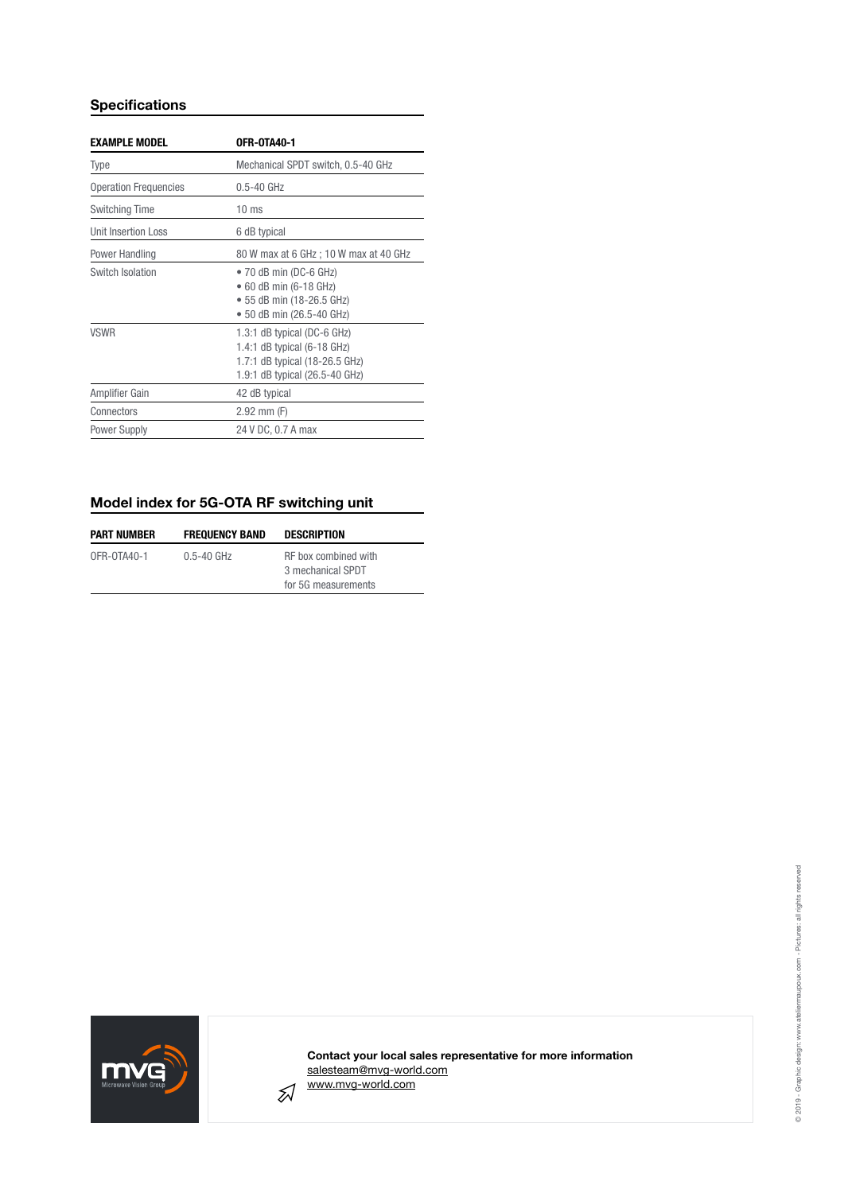## Specifications

| EXAMPLE MODEL | OFR-OTA40-1 |
|---|---|
| Type | Mechanical SPDT switch, 0.5-40 GHz |
| Operation Frequencies | 0.5-40 GHz |
| Switching Time | 10 ms |
| Unit Insertion Loss | 6 dB typical |
| Power Handling | 80 W max at 6 GHz ; 10 W max at 40 GHz |
| Switch Isolation | • 70 dB min (DC-6 GHz)<br>• 60 dB min (6-18 GHz)<br>• 55 dB min (18-26.5 GHz)<br>• 50 dB min (26.5-40 GHz) |
| VSWR | 1.3:1 dB typical (DC-6 GHz)<br>1.4:1 dB typical (6-18 GHz)<br>1.7:1 dB typical (18-26.5 GHz)<br>1.9:1 dB typical (26.5-40 GHz) |
| Amplifier Gain | 42 dB typical |
| Connectors | 2.92 mm (F) |
| Power Supply | 24 V DC, 0.7 A max |

## Model index for 5G-OTA RF switching unit

| PART NUMBER | FREQUENCY BAND | DESCRIPTION |
|---|---|---|
| OFR-OTA40-1 | 0.5-40 GHz | RF box combined with 3 mechanical SPDT for 5G measurements |

MVG Microwave Vision Group

**Contact your local sales representative for more information**
salesteam@mvg-world.com
www.mvg-world.com

© 2019 - Graphic design: www.ateliermaupoux.com - Pictures: all rights reserved